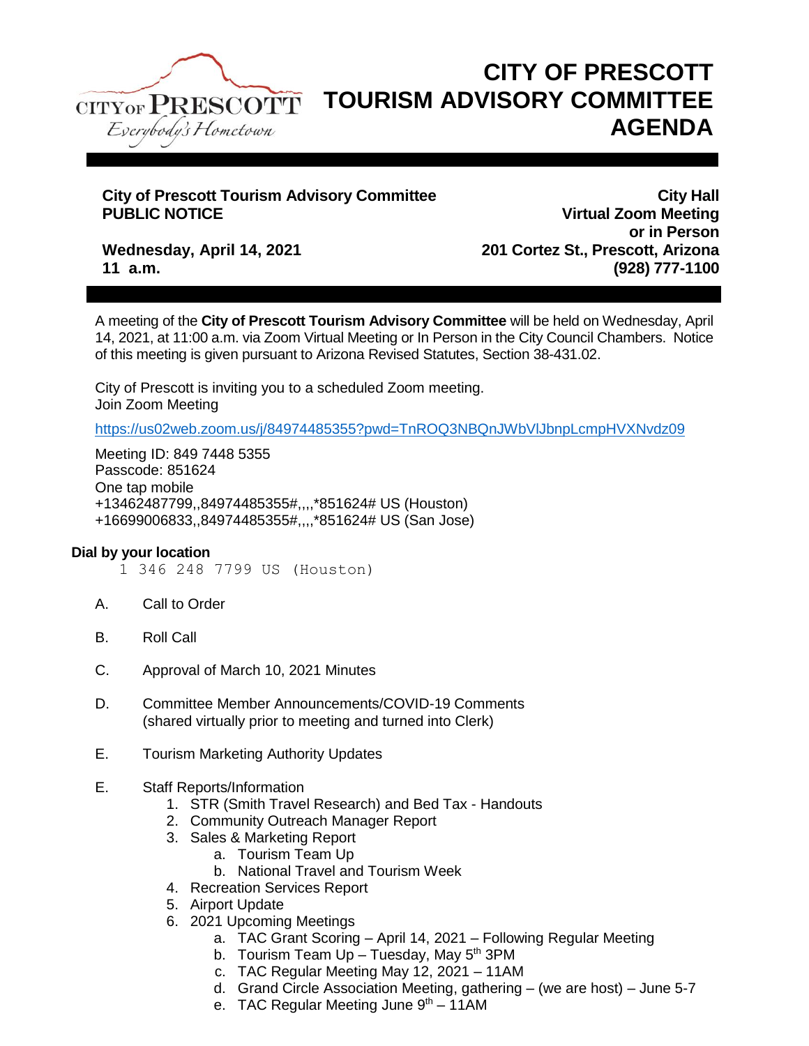CITY OF PRESCOTT
Everybody's Hometown

# CITY OF PRESCOTT TOURISM ADVISORY COMMITTEE AGENDA

**City of Prescott Tourism Advisory Committee**
**PUBLIC NOTICE**

**Wednesday, April 14, 2021**
**11 a.m.**

**City Hall**
**Virtual Zoom Meeting**
**or in Person**
**201 Cortez St., Prescott, Arizona**
**(928) 777-1100**

A meeting of the **City of Prescott Tourism Advisory Committee** will be held on Wednesday, April 14, 2021, at 11:00 a.m. via Zoom Virtual Meeting or In Person in the City Council Chambers. Notice of this meeting is given pursuant to Arizona Revised Statutes, Section 38-431.02.

City of Prescott is inviting you to a scheduled Zoom meeting.
Join Zoom Meeting

https://us02web.zoom.us/j/84974485355?pwd=TnROQ3NBQnJWbVlJbnpLcmpHVXNvdz09

Meeting ID: 849 7448 5355
Passcode: 851624
One tap mobile
+13462487799,,84974485355#,,,,*851624# US (Houston)
+16699006833,,84974485355#,,,,*851624# US (San Jose)

**Dial by your location**

1 346 248 7799 US (Houston)

A. Call to Order

B. Roll Call

C. Approval of March 10, 2021 Minutes

D. Committee Member Announcements/COVID-19 Comments (shared virtually prior to meeting and turned into Clerk)

E. Tourism Marketing Authority Updates

E. Staff Reports/Information
   1. STR (Smith Travel Research) and Bed Tax - Handouts
   2. Community Outreach Manager Report
   3. Sales & Marketing Report
      a. Tourism Team Up
      b. National Travel and Tourism Week
   4. Recreation Services Report
   5. Airport Update
   6. 2021 Upcoming Meetings
      a. TAC Grant Scoring – April 14, 2021 – Following Regular Meeting
      b. Tourism Team Up – Tuesday, May 5th 3PM
      c. TAC Regular Meeting May 12, 2021 – 11AM
      d. Grand Circle Association Meeting, gathering – (we are host) – June 5-7
      e. TAC Regular Meeting June 9th – 11AM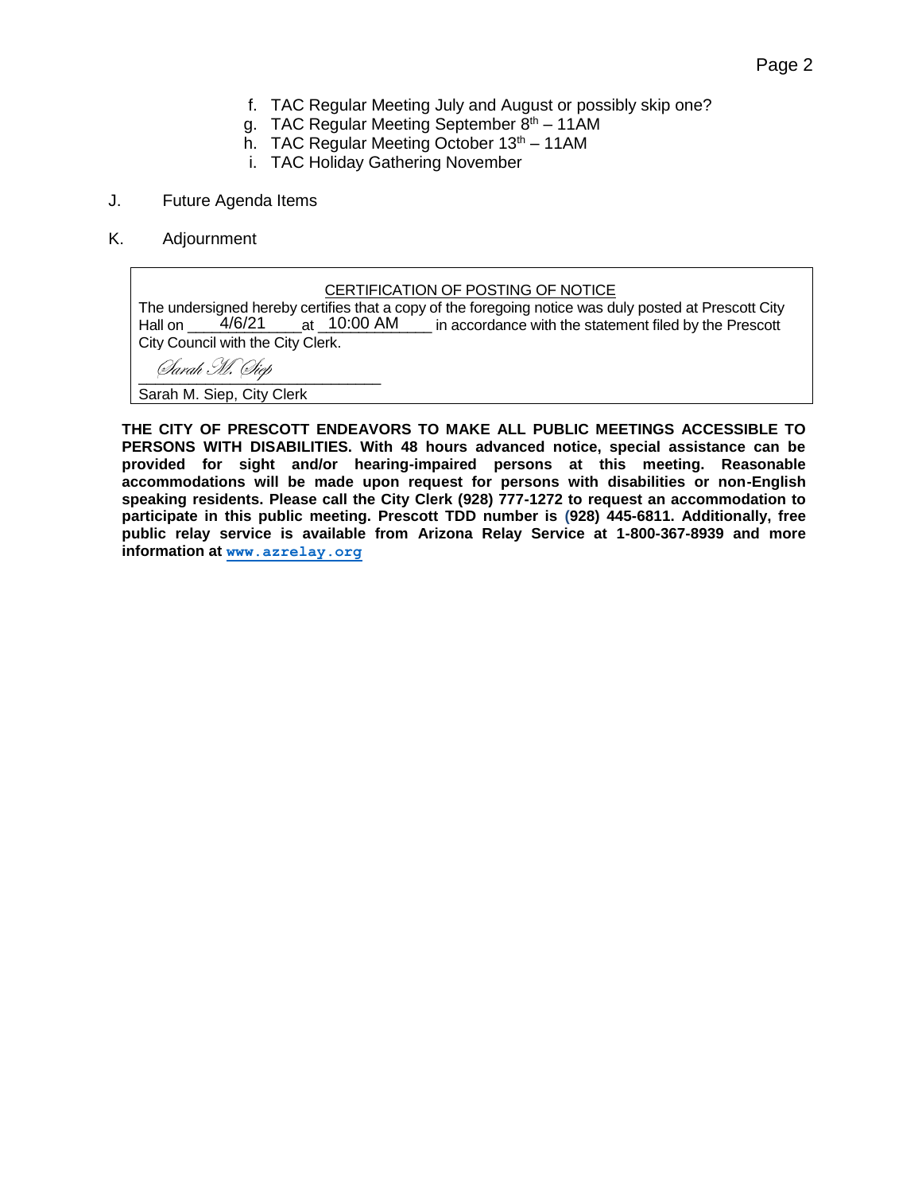f. TAC Regular Meeting July and August or possibly skip one?
g. TAC Regular Meeting September 8th – 11AM
h. TAC Regular Meeting October 13th – 11AM
i. TAC Holiday Gathering November

J. Future Agenda Items

K. Adjournment

CERTIFICATION OF POSTING OF NOTICE

The undersigned hereby certifies that a copy of the foregoing notice was duly posted at Prescott City Hall on 4/6/21 at 10:00 AM in accordance with the statement filed by the Prescott City Council with the City Clerk.

*Sarah M. Siep*

Sarah M. Siep, City Clerk

**THE CITY OF PRESCOTT ENDEAVORS TO MAKE ALL PUBLIC MEETINGS ACCESSIBLE TO PERSONS WITH DISABILITIES. With 48 hours advanced notice, special assistance can be provided for sight and/or hearing-impaired persons at this meeting. Reasonable accommodations will be made upon request for persons with disabilities or non-English speaking residents. Please call the City Clerk (928) 777-1272 to request an accommodation to participate in this public meeting. Prescott TDD number is (928) 445-6811. Additionally, free public relay service is available from Arizona Relay Service at 1-800-367-8939 and more information at www.azrelay.org**